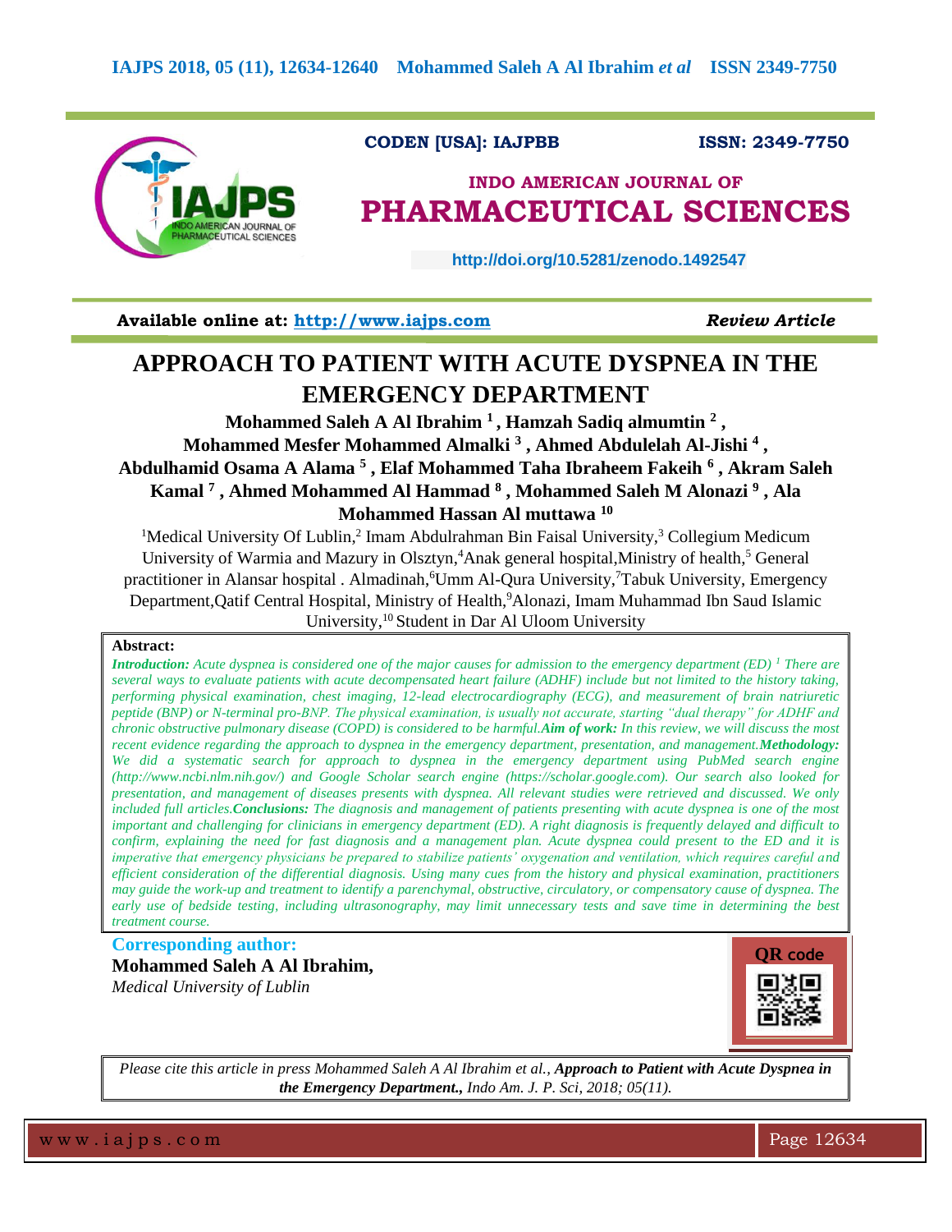CODEN [USA]: IAJPBB ISSN: 2349-7750

## INDO AMERICAN JOURNAL OF PHARMACEUTICAL SCIENCES

http://doi.org/10.5281/zenodo.1492547

**Available online at: http://www.iajps.com** *Review Article*

# APPROACH TO PATIENT WITH ACUTE DYSPNEA IN THE EMERGENCY DEPARTMENT

**Mohammed Saleh A Al Ibrahim [1], Hamzah Sadiq almumtin [2], Mohammed Mesfer Mohammed Almalki [3], Ahmed Abdulelah Al-Jishi [4], Abdulhamid Osama A Alama [5], Elaf Mohammed Taha Ibraheem Fakeih [6], Akram Saleh Kamal [7], Ahmed Mohammed Al Hammad [8], Mohammed Saleh M Alonazi [9], Ala Mohammed Hassan Al muttawa [10]**

[1]Medical University Of Lublin,[2] Imam Abdulrahman Bin Faisal University,[3] Collegium Medicum University of Warmia and Mazury in Olsztyn,[4]Anak general hospital,Ministry of health,[5] General practitioner in Alansar hospital . Almadinah,[6]Umm Al-Qura University,[7]Tabuk University, Emergency Department,Qatif Central Hospital, Ministry of Health,[9]Alonazi, Imam Muhammad Ibn Saud Islamic University,[10] Student in Dar Al Uloom University

**Abstract:**

***Introduction:*** *Acute dyspnea is considered one of the major causes for admission to the emergency department (ED) [1] There are several ways to evaluate patients with acute decompensated heart failure (ADHF) include but not limited to the history taking, performing physical examination, chest imaging, 12-lead electrocardiography (ECG), and measurement of brain natriuretic peptide (BNP) or N-terminal pro-BNP. The physical examination, is usually not accurate, starting "dual therapy" for ADHF and chronic obstructive pulmonary disease (COPD) is considered to be harmful.* ***Aim of work:*** *In this review, we will discuss the most recent evidence regarding the approach to dyspnea in the emergency department, presentation, and management.* ***Methodology:*** *We did a systematic search for approach to dyspnea in the emergency department using PubMed search engine (http://www.ncbi.nlm.nih.gov/) and Google Scholar search engine (https://scholar.google.com). Our search also looked for presentation, and management of diseases presents with dyspnea. All relevant studies were retrieved and discussed. We only included full articles.* ***Conclusions:*** *The diagnosis and management of patients presenting with acute dyspnea is one of the most important and challenging for clinicians in emergency department (ED). A right diagnosis is frequently delayed and difficult to confirm, explaining the need for fast diagnosis and a management plan. Acute dyspnea could present to the ED and it is imperative that emergency physicians be prepared to stabilize patients' oxygenation and ventilation, which requires careful and efficient consideration of the differential diagnosis. Using many cues from the history and physical examination, practitioners may guide the work-up and treatment to identify a parenchymal, obstructive, circulatory, or compensatory cause of dyspnea. The early use of bedside testing, including ultrasonography, may limit unnecessary tests and save time in determining the best treatment course.*

**Corresponding author:**

**Mohammed Saleh A Al Ibrahim,**
*Medical University of Lublin*

QR code

*Please cite this article in press Mohammed Saleh A Al Ibrahim et al.,* ***Approach to Patient with Acute Dyspnea in the Emergency Department.,*** *Indo Am. J. P. Sci, 2018; 05(11).*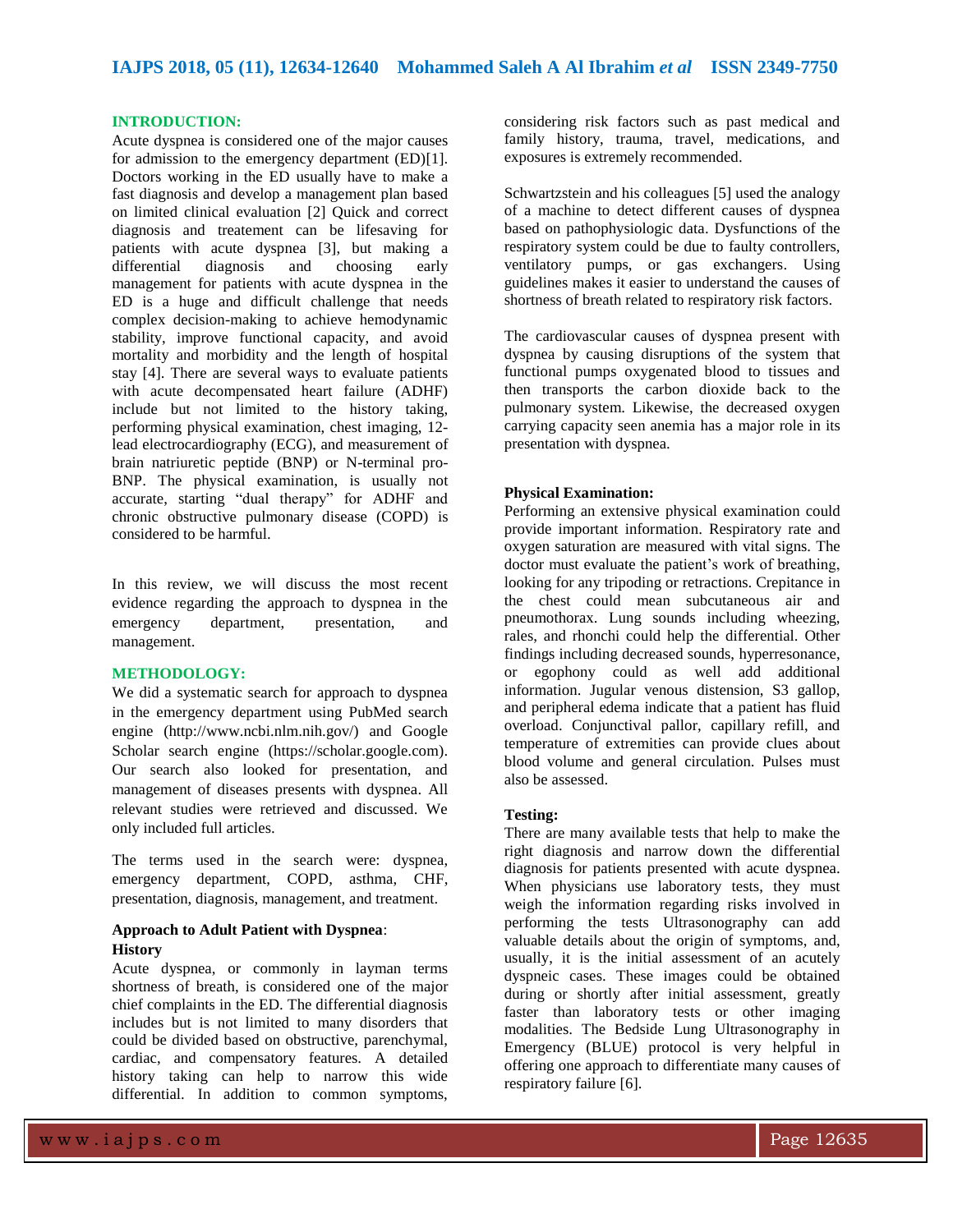## INTRODUCTION:

Acute dyspnea is considered one of the major causes for admission to the emergency department (ED)[1]. Doctors working in the ED usually have to make a fast diagnosis and develop a management plan based on limited clinical evaluation [2] Quick and correct diagnosis and treatement can be lifesaving for patients with acute dyspnea [3], but making a differential diagnosis and choosing early management for patients with acute dyspnea in the ED is a huge and difficult challenge that needs complex decision-making to achieve hemodynamic stability, improve functional capacity, and avoid mortality and morbidity and the length of hospital stay [4]. There are several ways to evaluate patients with acute decompensated heart failure (ADHF) include but not limited to the history taking, performing physical examination, chest imaging, 12-lead electrocardiography (ECG), and measurement of brain natriuretic peptide (BNP) or N-terminal pro-BNP. The physical examination, is usually not accurate, starting "dual therapy" for ADHF and chronic obstructive pulmonary disease (COPD) is considered to be harmful.

In this review, we will discuss the most recent evidence regarding the approach to dyspnea in the emergency department, presentation, and management.

## METHODOLOGY:

We did a systematic search for approach to dyspnea in the emergency department using PubMed search engine (http://www.ncbi.nlm.nih.gov/) and Google Scholar search engine (https://scholar.google.com). Our search also looked for presentation, and management of diseases presents with dyspnea. All relevant studies were retrieved and discussed. We only included full articles.

The terms used in the search were: dyspnea, emergency department, COPD, asthma, CHF, presentation, diagnosis, management, and treatment.

### Approach to Adult Patient with Dyspnea:

### History

Acute dyspnea, or commonly in layman terms shortness of breath, is considered one of the major chief complaints in the ED. The differential diagnosis includes but is not limited to many disorders that could be divided based on obstructive, parenchymal, cardiac, and compensatory features. A detailed history taking can help to narrow this wide differential. In addition to common symptoms, considering risk factors such as past medical and family history, trauma, travel, medications, and exposures is extremely recommended.

Schwartzstein and his colleagues [5] used the analogy of a machine to detect different causes of dyspnea based on pathophysiologic data. Dysfunctions of the respiratory system could be due to faulty controllers, ventilatory pumps, or gas exchangers. Using guidelines makes it easier to understand the causes of shortness of breath related to respiratory risk factors.

The cardiovascular causes of dyspnea present with dyspnea by causing disruptions of the system that functional pumps oxygenated blood to tissues and then transports the carbon dioxide back to the pulmonary system. Likewise, the decreased oxygen carrying capacity seen anemia has a major role in its presentation with dyspnea.

### Physical Examination:

Performing an extensive physical examination could provide important information. Respiratory rate and oxygen saturation are measured with vital signs. The doctor must evaluate the patient's work of breathing, looking for any tripoding or retractions. Crepitance in the chest could mean subcutaneous air and pneumothorax. Lung sounds including wheezing, rales, and rhonchi could help the differential. Other findings including decreased sounds, hyperresonance, or egophony could as well add additional information. Jugular venous distension, S3 gallop, and peripheral edema indicate that a patient has fluid overload. Conjunctival pallor, capillary refill, and temperature of extremities can provide clues about blood volume and general circulation. Pulses must also be assessed.

### Testing:

There are many available tests that help to make the right diagnosis and narrow down the differential diagnosis for patients presented with acute dyspnea. When physicians use laboratory tests, they must weigh the information regarding risks involved in performing the tests Ultrasonography can add valuable details about the origin of symptoms, and, usually, it is the initial assessment of an acutely dyspneic cases. These images could be obtained during or shortly after initial assessment, greatly faster than laboratory tests or other imaging modalities. The Bedside Lung Ultrasonography in Emergency (BLUE) protocol is very helpful in offering one approach to differentiate many causes of respiratory failure [6].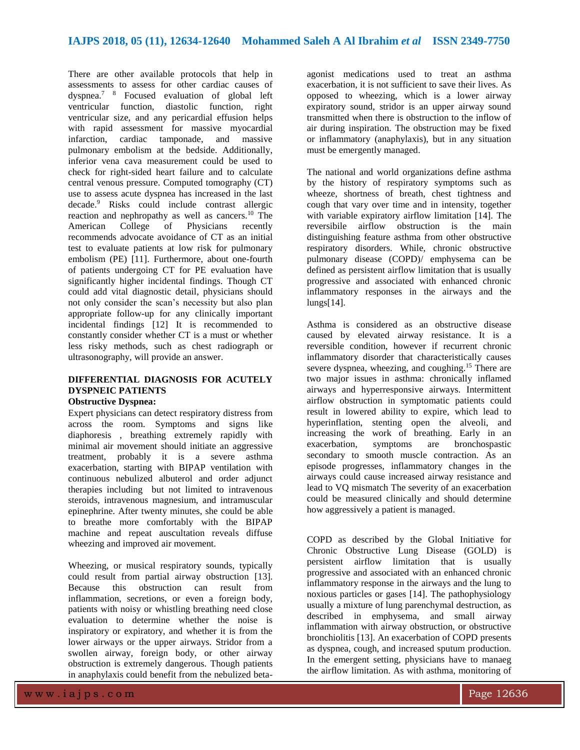There are other available protocols that help in assessments to assess for other cardiac causes of dyspnea.[7] [8] Focused evaluation of global left ventricular function, diastolic function, right ventricular size, and any pericardial effusion helps with rapid assessment for massive myocardial infarction, cardiac tamponade, and massive pulmonary embolism at the bedside. Additionally, inferior vena cava measurement could be used to check for right-sided heart failure and to calculate central venous pressure. Computed tomography (CT) use to assess acute dyspnea has increased in the last decade.[9] Risks could include contrast allergic reaction and nephropathy as well as cancers.[10] The American College of Physicians recently recommends advocate avoidance of CT as an initial test to evaluate patients at low risk for pulmonary embolism (PE) [11]. Furthermore, about one-fourth of patients undergoing CT for PE evaluation have significantly higher incidental findings. Though CT could add vital diagnostic detail, physicians should not only consider the scan's necessity but also plan appropriate follow-up for any clinically important incidental findings [12] It is recommended to constantly consider whether CT is a must or whether less risky methods, such as chest radiograph or ultrasonography, will provide an answer.

## DIFFERENTIAL DIAGNOSIS FOR ACUTELY DYSPNEIC PATIENTS

### Obstructive Dyspnea:

Expert physicians can detect respiratory distress from across the room. Symptoms and signs like diaphoresis , breathing extremely rapidly with minimal air movement should initiate an aggressive treatment, probably it is a severe asthma exacerbation, starting with BIPAP ventilation with continuous nebulized albuterol and order adjunct therapies including but not limited to intravenous steroids, intravenous magnesium, and intramuscular epinephrine. After twenty minutes, she could be able to breathe more comfortably with the BIPAP machine and repeat auscultation reveals diffuse wheezing and improved air movement.

Wheezing, or musical respiratory sounds, typically could result from partial airway obstruction [13]. Because this obstruction can result from inflammation, secretions, or even a foreign body, patients with noisy or whistling breathing need close evaluation to determine whether the noise is inspiratory or expiratory, and whether it is from the lower airways or the upper airways. Stridor from a swollen airway, foreign body, or other airway obstruction is extremely dangerous. Though patients in anaphylaxis could benefit from the nebulized beta-agonist medications used to treat an asthma exacerbation, it is not sufficient to save their lives. As opposed to wheezing, which is a lower airway expiratory sound, stridor is an upper airway sound transmitted when there is obstruction to the inflow of air during inspiration. The obstruction may be fixed or inflammatory (anaphylaxis), but in any situation must be emergently managed.

The national and world organizations define asthma by the history of respiratory symptoms such as wheeze, shortness of breath, chest tightness and cough that vary over time and in intensity, together with variable expiratory airflow limitation [14]. The reversibile airflow obstruction is the main distinguishing feature asthma from other obstructive respiratory disorders. While, chronic obstructive pulmonary disease (COPD)/ emphysema can be defined as persistent airflow limitation that is usually progressive and associated with enhanced chronic inflammatory responses in the airways and the lungs[14].

Asthma is considered as an obstructive disease caused by elevated airway resistance. It is a reversible condition, however if recurrent chronic inflammatory disorder that characteristically causes severe dyspnea, wheezing, and coughing.[15] There are two major issues in asthma: chronically inflamed airways and hyperresponsive airways. Intermittent airflow obstruction in symptomatic patients could result in lowered ability to expire, which lead to hyperinflation, stenting open the alveoli, and increasing the work of breathing. Early in an exacerbation, symptoms are bronchospastic secondary to smooth muscle contraction. As an episode progresses, inflammatory changes in the airways could cause increased airway resistance and lead to VQ mismatch The severity of an exacerbation could be measured clinically and should determine how aggressively a patient is managed.

COPD as described by the Global Initiative for Chronic Obstructive Lung Disease (GOLD) is persistent airflow limitation that is usually progressive and associated with an enhanced chronic inflammatory response in the airways and the lung to noxious particles or gases [14]. The pathophysiology usually a mixture of lung parenchymal destruction, as described in emphysema, and small airway inflammation with airway obstruction, or obstructive bronchiolitis [13]. An exacerbation of COPD presents as dyspnea, cough, and increased sputum production. In the emergent setting, physicians have to manaeg the airflow limitation. As with asthma, monitoring of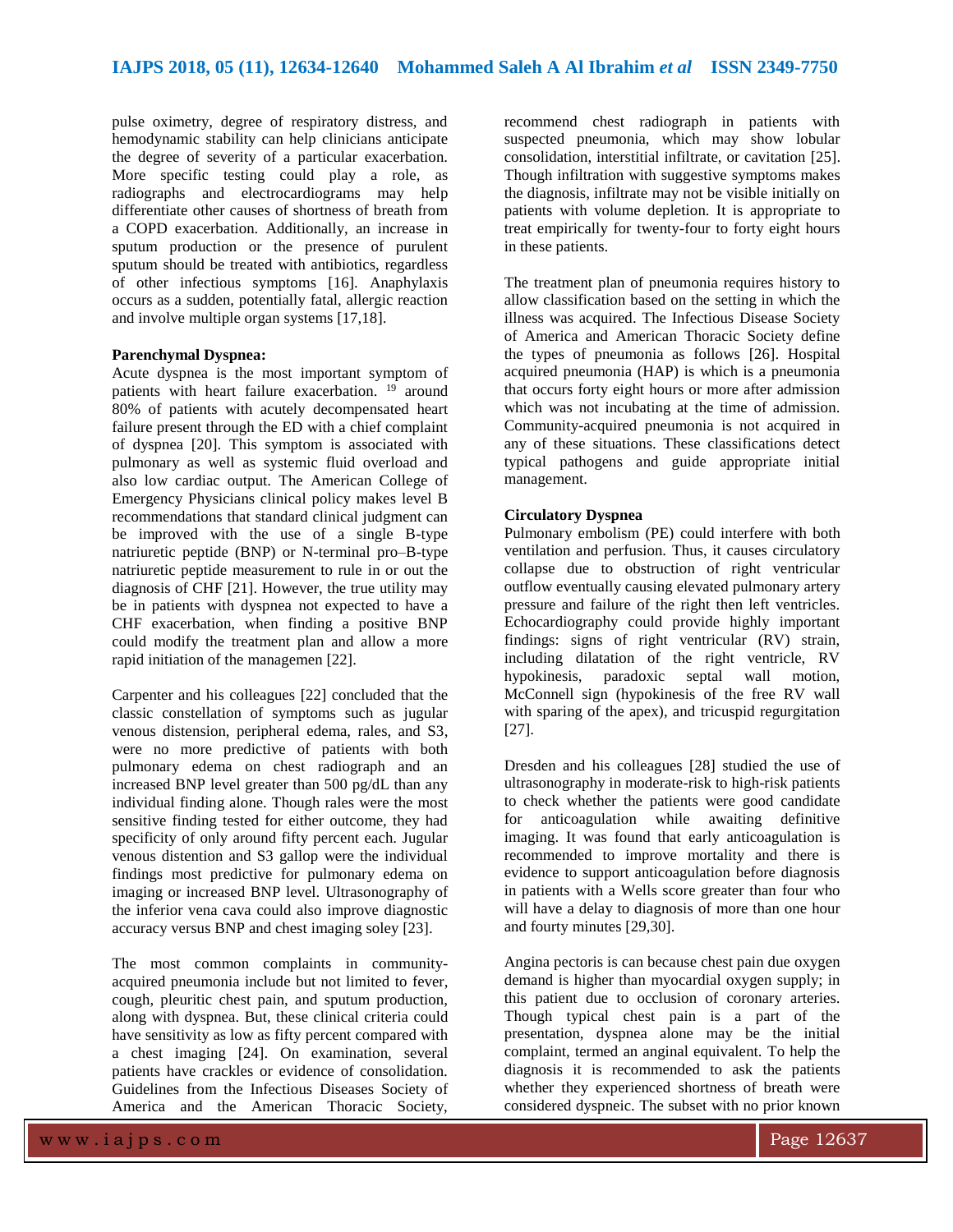pulse oximetry, degree of respiratory distress, and hemodynamic stability can help clinicians anticipate the degree of severity of a particular exacerbation. More specific testing could play a role, as radiographs and electrocardiograms may help differentiate other causes of shortness of breath from a COPD exacerbation. Additionally, an increase in sputum production or the presence of purulent sputum should be treated with antibiotics, regardless of other infectious symptoms [16]. Anaphylaxis occurs as a sudden, potentially fatal, allergic reaction and involve multiple organ systems [17,18].

**Parenchymal Dyspnea:**

Acute dyspnea is the most important symptom of patients with heart failure exacerbation. [19] around 80% of patients with acutely decompensated heart failure present through the ED with a chief complaint of dyspnea [20]. This symptom is associated with pulmonary as well as systemic fluid overload and also low cardiac output. The American College of Emergency Physicians clinical policy makes level B recommendations that standard clinical judgment can be improved with the use of a single B-type natriuretic peptide (BNP) or N-terminal pro–B-type natriuretic peptide measurement to rule in or out the diagnosis of CHF [21]. However, the true utility may be in patients with dyspnea not expected to have a CHF exacerbation, when finding a positive BNP could modify the treatment plan and allow a more rapid initiation of the managemen [22].

Carpenter and his colleagues [22] concluded that the classic constellation of symptoms such as jugular venous distension, peripheral edema, rales, and S3, were no more predictive of patients with both pulmonary edema on chest radiograph and an increased BNP level greater than 500 pg/dL than any individual finding alone. Though rales were the most sensitive finding tested for either outcome, they had specificity of only around fifty percent each. Jugular venous distention and S3 gallop were the individual findings most predictive for pulmonary edema on imaging or increased BNP level. Ultrasonography of the inferior vena cava could also improve diagnostic accuracy versus BNP and chest imaging soley [23].

The most common complaints in community-acquired pneumonia include but not limited to fever, cough, pleuritic chest pain, and sputum production, along with dyspnea. But, these clinical criteria could have sensitivity as low as fifty percent compared with a chest imaging [24]. On examination, several patients have crackles or evidence of consolidation. Guidelines from the Infectious Diseases Society of America and the American Thoracic Society, recommend chest radiograph in patients with suspected pneumonia, which may show lobular consolidation, interstitial infiltrate, or cavitation [25]. Though infiltration with suggestive symptoms makes the diagnosis, infiltrate may not be visible initially on patients with volume depletion. It is appropriate to treat empirically for twenty-four to forty eight hours in these patients.

The treatment plan of pneumonia requires history to allow classification based on the setting in which the illness was acquired. The Infectious Disease Society of America and American Thoracic Society define the types of pneumonia as follows [26]. Hospital acquired pneumonia (HAP) is which is a pneumonia that occurs forty eight hours or more after admission which was not incubating at the time of admission. Community-acquired pneumonia is not acquired in any of these situations. These classifications detect typical pathogens and guide appropriate initial management.

**Circulatory Dyspnea**

Pulmonary embolism (PE) could interfere with both ventilation and perfusion. Thus, it causes circulatory collapse due to obstruction of right ventricular outflow eventually causing elevated pulmonary artery pressure and failure of the right then left ventricles. Echocardiography could provide highly important findings: signs of right ventricular (RV) strain, including dilatation of the right ventricle, RV hypokinesis, paradoxic septal wall motion, McConnell sign (hypokinesis of the free RV wall with sparing of the apex), and tricuspid regurgitation [27].

Dresden and his colleagues [28] studied the use of ultrasonography in moderate-risk to high-risk patients to check whether the patients were good candidate for anticoagulation while awaiting definitive imaging. It was found that early anticoagulation is recommended to improve mortality and there is evidence to support anticoagulation before diagnosis in patients with a Wells score greater than four who will have a delay to diagnosis of more than one hour and fourty minutes [29,30].

Angina pectoris is can because chest pain due oxygen demand is higher than myocardial oxygen supply; in this patient due to occlusion of coronary arteries. Though typical chest pain is a part of the presentation, dyspnea alone may be the initial complaint, termed an anginal equivalent. To help the diagnosis it is recommended to ask the patients whether they experienced shortness of breath were considered dyspneic. The subset with no prior known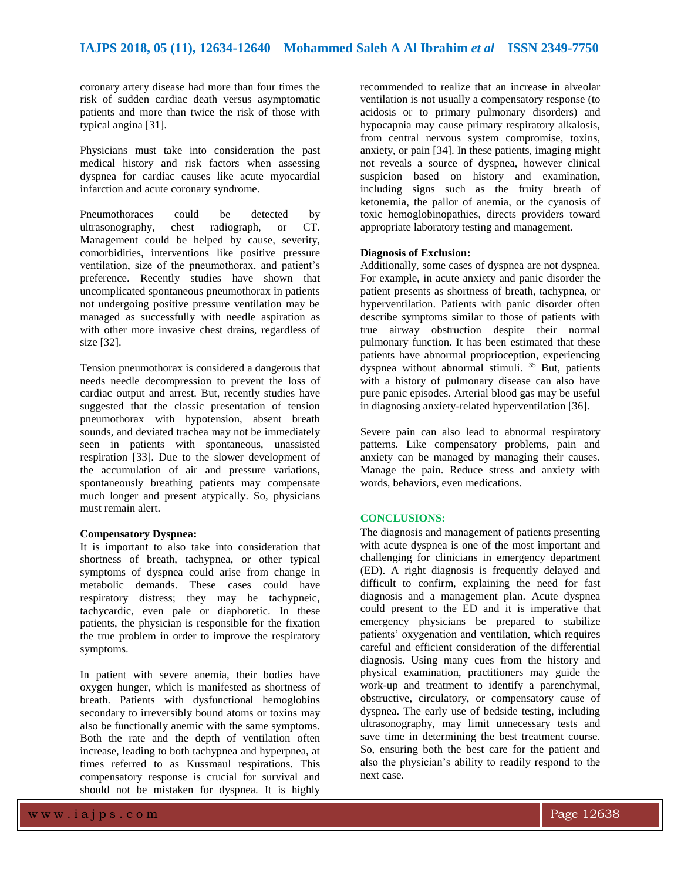coronary artery disease had more than four times the risk of sudden cardiac death versus asymptomatic patients and more than twice the risk of those with typical angina [31].

Physicians must take into consideration the past medical history and risk factors when assessing dyspnea for cardiac causes like acute myocardial infarction and acute coronary syndrome.

Pneumothoraces could be detected by ultrasonography, chest radiograph, or CT. Management could be helped by cause, severity, comorbidities, interventions like positive pressure ventilation, size of the pneumothorax, and patient's preference. Recently studies have shown that uncomplicated spontaneous pneumothorax in patients not undergoing positive pressure ventilation may be managed as successfully with needle aspiration as with other more invasive chest drains, regardless of size [32].

Tension pneumothorax is considered a dangerous that needs needle decompression to prevent the loss of cardiac output and arrest. But, recently studies have suggested that the classic presentation of tension pneumothorax with hypotension, absent breath sounds, and deviated trachea may not be immediately seen in patients with spontaneous, unassisted respiration [33]. Due to the slower development of the accumulation of air and pressure variations, spontaneously breathing patients may compensate much longer and present atypically. So, physicians must remain alert.

**Compensatory Dyspnea:**

It is important to also take into consideration that shortness of breath, tachypnea, or other typical symptoms of dyspnea could arise from change in metabolic demands. These cases could have respiratory distress; they may be tachypneic, tachycardic, even pale or diaphoretic. In these patients, the physician is responsible for the fixation the true problem in order to improve the respiratory symptoms.

In patient with severe anemia, their bodies have oxygen hunger, which is manifested as shortness of breath. Patients with dysfunctional hemoglobins secondary to irreversibly bound atoms or toxins may also be functionally anemic with the same symptoms. Both the rate and the depth of ventilation often increase, leading to both tachypnea and hyperpnea, at times referred to as Kussmaul respirations. This compensatory response is crucial for survival and should not be mistaken for dyspnea. It is highly recommended to realize that an increase in alveolar ventilation is not usually a compensatory response (to acidosis or to primary pulmonary disorders) and hypocapnia may cause primary respiratory alkalosis, from central nervous system compromise, toxins, anxiety, or pain [34]. In these patients, imaging might not reveals a source of dyspnea, however clinical suspicion based on history and examination, including signs such as the fruity breath of ketonemia, the pallor of anemia, or the cyanosis of toxic hemoglobinopathies, directs providers toward appropriate laboratory testing and management.

**Diagnosis of Exclusion:**

Additionally, some cases of dyspnea are not dyspnea. For example, in acute anxiety and panic disorder the patient presents as shortness of breath, tachypnea, or hyperventilation. Patients with panic disorder often describe symptoms similar to those of patients with true airway obstruction despite their normal pulmonary function. It has been estimated that these patients have abnormal proprioception, experiencing dyspnea without abnormal stimuli. [35] But, patients with a history of pulmonary disease can also have pure panic episodes. Arterial blood gas may be useful in diagnosing anxiety-related hyperventilation [36].

Severe pain can also lead to abnormal respiratory patterns. Like compensatory problems, pain and anxiety can be managed by managing their causes. Manage the pain. Reduce stress and anxiety with words, behaviors, even medications.

## CONCLUSIONS:

The diagnosis and management of patients presenting with acute dyspnea is one of the most important and challenging for clinicians in emergency department (ED). A right diagnosis is frequently delayed and difficult to confirm, explaining the need for fast diagnosis and a management plan. Acute dyspnea could present to the ED and it is imperative that emergency physicians be prepared to stabilize patients' oxygenation and ventilation, which requires careful and efficient consideration of the differential diagnosis. Using many cues from the history and physical examination, practitioners may guide the work-up and treatment to identify a parenchymal, obstructive, circulatory, or compensatory cause of dyspnea. The early use of bedside testing, including ultrasonography, may limit unnecessary tests and save time in determining the best treatment course. So, ensuring both the best care for the patient and also the physician's ability to readily respond to the next case.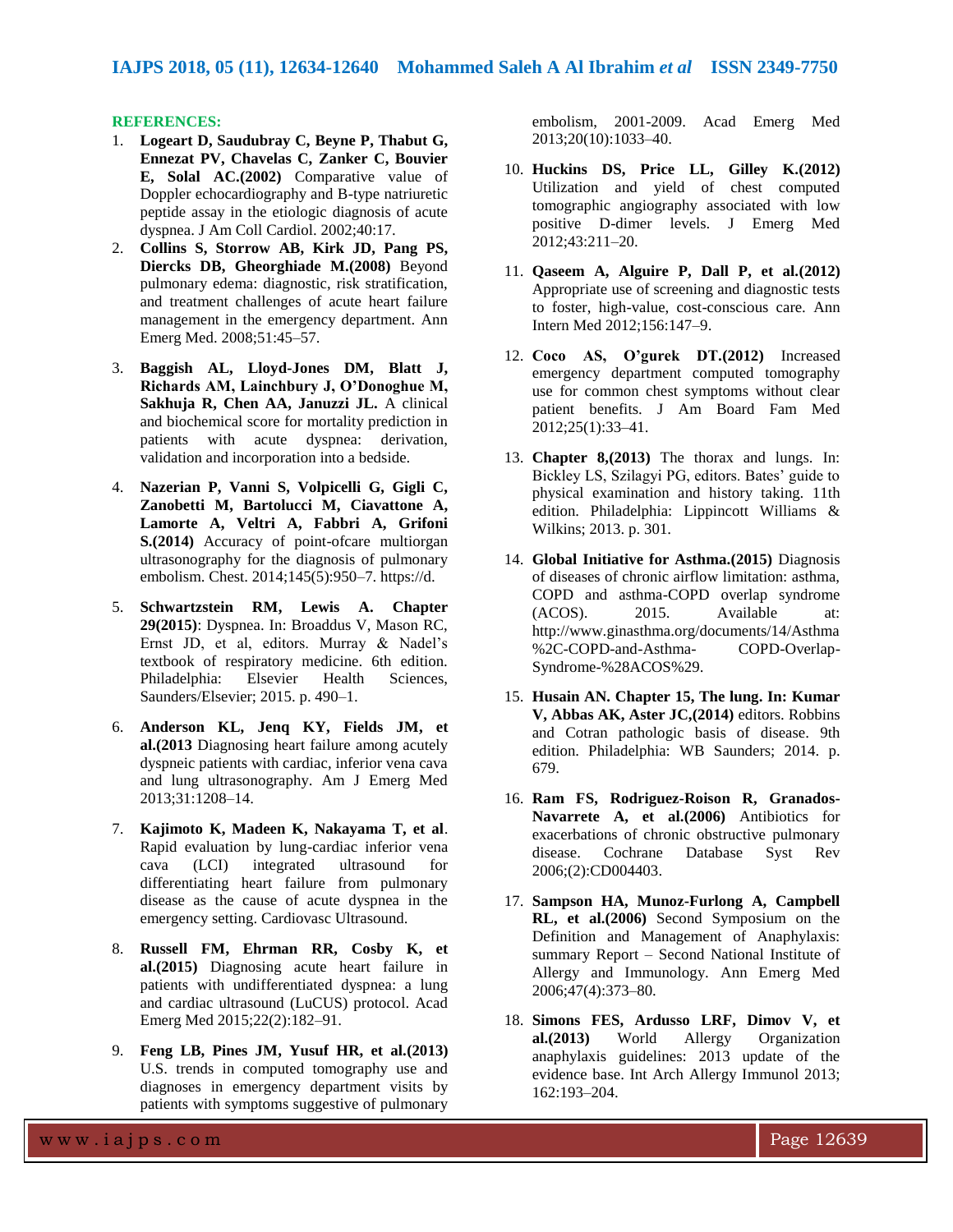**REFERENCES:**

1. **Logeart D, Saudubray C, Beyne P, Thabut G, Ennezat PV, Chavelas C, Zanker C, Bouvier E, Solal AC.(2002)** Comparative value of Doppler echocardiography and B-type natriuretic peptide assay in the etiologic diagnosis of acute dyspnea. J Am Coll Cardiol. 2002;40:17.
2. **Collins S, Storrow AB, Kirk JD, Pang PS, Diercks DB, Gheorghiade M.(2008)** Beyond pulmonary edema: diagnostic, risk stratification, and treatment challenges of acute heart failure management in the emergency department. Ann Emerg Med. 2008;51:45–57.
3. **Baggish AL, Lloyd-Jones DM, Blatt J, Richards AM, Lainchbury J, O'Donoghue M, Sakhuja R, Chen AA, Januzzi JL.** A clinical and biochemical score for mortality prediction in patients with acute dyspnea: derivation, validation and incorporation into a bedside.
4. **Nazerian P, Vanni S, Volpicelli G, Gigli C, Zanobetti M, Bartolucci M, Ciavattone A, Lamorte A, Veltri A, Fabbri A, Grifoni S.(2014)** Accuracy of point-ofcare multiorgan ultrasonography for the diagnosis of pulmonary embolism. Chest. 2014;145(5):950–7. https://d.
5. **Schwartzstein RM, Lewis A. Chapter 29(2015)**: Dyspnea. In: Broaddus V, Mason RC, Ernst JD, et al, editors. Murray & Nadel's textbook of respiratory medicine. 6th edition. Philadelphia: Elsevier Health Sciences, Saunders/Elsevier; 2015. p. 490–1.
6. **Anderson KL, Jenq KY, Fields JM, et al.(2013** Diagnosing heart failure among acutely dyspneic patients with cardiac, inferior vena cava and lung ultrasonography. Am J Emerg Med 2013;31:1208–14.
7. **Kajimoto K, Madeen K, Nakayama T, et al**. Rapid evaluation by lung-cardiac inferior vena cava (LCI) integrated ultrasound for differentiating heart failure from pulmonary disease as the cause of acute dyspnea in the emergency setting. Cardiovasc Ultrasound.
8. **Russell FM, Ehrman RR, Cosby K, et al.(2015)** Diagnosing acute heart failure in patients with undifferentiated dyspnea: a lung and cardiac ultrasound (LuCUS) protocol. Acad Emerg Med 2015;22(2):182–91.
9. **Feng LB, Pines JM, Yusuf HR, et al.(2013)** U.S. trends in computed tomography use and diagnoses in emergency department visits by patients with symptoms suggestive of pulmonary embolism, 2001-2009. Acad Emerg Med 2013;20(10):1033–40.
10. **Huckins DS, Price LL, Gilley K.(2012)** Utilization and yield of chest computed tomographic angiography associated with low positive D-dimer levels. J Emerg Med 2012;43:211–20.
11. **Qaseem A, Alguire P, Dall P, et al.(2012)** Appropriate use of screening and diagnostic tests to foster, high-value, cost-conscious care. Ann Intern Med 2012;156:147–9.
12. **Coco AS, O'gurek DT.(2012)** Increased emergency department computed tomography use for common chest symptoms without clear patient benefits. J Am Board Fam Med 2012;25(1):33–41.
13. **Chapter 8,(2013)** The thorax and lungs. In: Bickley LS, Szilagyi PG, editors. Bates' guide to physical examination and history taking. 11th edition. Philadelphia: Lippincott Williams & Wilkins; 2013. p. 301.
14. **Global Initiative for Asthma.(2015)** Diagnosis of diseases of chronic airflow limitation: asthma, COPD and asthma-COPD overlap syndrome (ACOS). 2015. Available at: http://www.ginasthma.org/documents/14/Asthma%2C-COPD-and-Asthma-COPD-Overlap-Syndrome-%28ACOS%29.
15. **Husain AN. Chapter 15, The lung. In: Kumar V, Abbas AK, Aster JC,(2014)** editors. Robbins and Cotran pathologic basis of disease. 9th edition. Philadelphia: WB Saunders; 2014. p. 679.
16. **Ram FS, Rodriguez-Roison R, Granados-Navarrete A, et al.(2006)** Antibiotics for exacerbations of chronic obstructive pulmonary disease. Cochrane Database Syst Rev 2006;(2):CD004403.
17. **Sampson HA, Munoz-Furlong A, Campbell RL, et al.(2006)** Second Symposium on the Definition and Management of Anaphylaxis: summary Report – Second National Institute of Allergy and Immunology. Ann Emerg Med 2006;47(4):373–80.
18. **Simons FES, Ardusso LRF, Dimov V, et al.(2013)** World Allergy Organization anaphylaxis guidelines: 2013 update of the evidence base. Int Arch Allergy Immunol 2013; 162:193–204.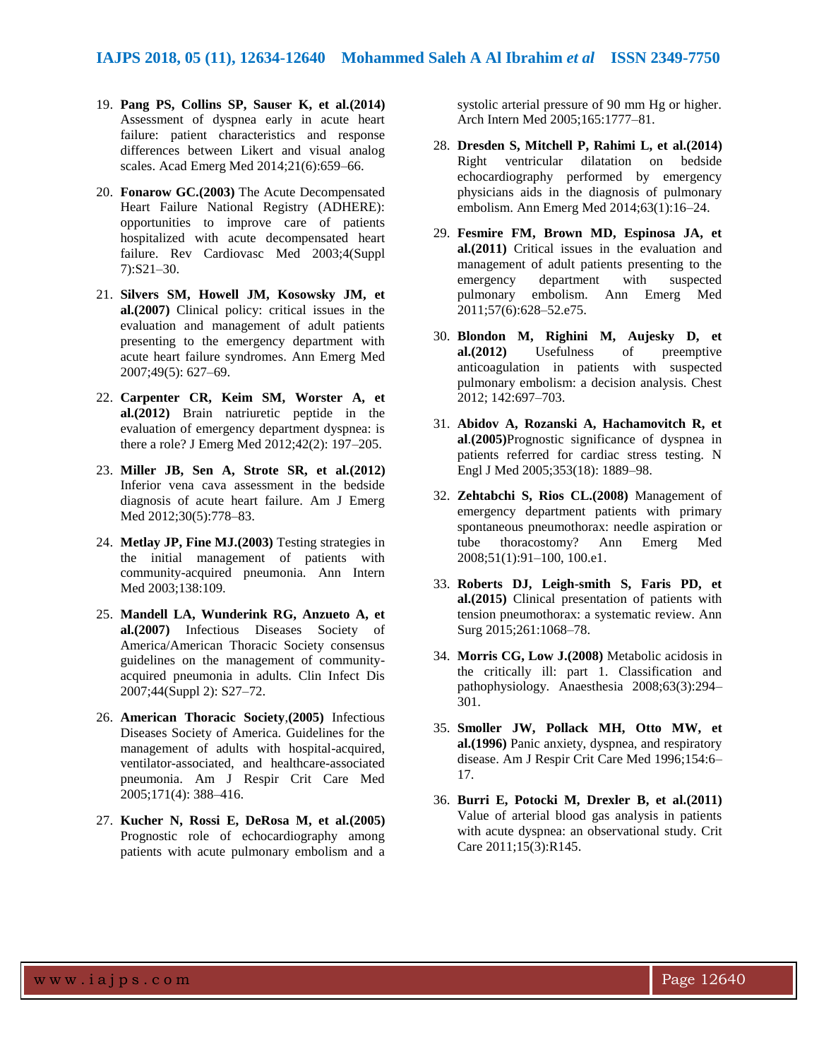19. **Pang PS, Collins SP, Sauser K, et al.(2014)** Assessment of dyspnea early in acute heart failure: patient characteristics and response differences between Likert and visual analog scales. Acad Emerg Med 2014;21(6):659–66.
20. **Fonarow GC.(2003)** The Acute Decompensated Heart Failure National Registry (ADHERE): opportunities to improve care of patients hospitalized with acute decompensated heart failure. Rev Cardiovasc Med 2003;4(Suppl 7):S21–30.
21. **Silvers SM, Howell JM, Kosowsky JM, et al.(2007)** Clinical policy: critical issues in the evaluation and management of adult patients presenting to the emergency department with acute heart failure syndromes. Ann Emerg Med 2007;49(5): 627–69.
22. **Carpenter CR, Keim SM, Worster A, et al.(2012)** Brain natriuretic peptide in the evaluation of emergency department dyspnea: is there a role? J Emerg Med 2012;42(2): 197–205.
23. **Miller JB, Sen A, Strote SR, et al.(2012)** Inferior vena cava assessment in the bedside diagnosis of acute heart failure. Am J Emerg Med 2012;30(5):778–83.
24. **Metlay JP, Fine MJ.(2003)** Testing strategies in the initial management of patients with community-acquired pneumonia. Ann Intern Med 2003;138:109.
25. **Mandell LA, Wunderink RG, Anzueto A, et al.(2007)** Infectious Diseases Society of America/American Thoracic Society consensus guidelines on the management of community-acquired pneumonia in adults. Clin Infect Dis 2007;44(Suppl 2): S27–72.
26. **American Thoracic Society**,**(2005)** Infectious Diseases Society of America. Guidelines for the management of adults with hospital-acquired, ventilator-associated, and healthcare-associated pneumonia. Am J Respir Crit Care Med 2005;171(4): 388–416.
27. **Kucher N, Rossi E, DeRosa M, et al.(2005)** Prognostic role of echocardiography among patients with acute pulmonary embolism and a systolic arterial pressure of 90 mm Hg or higher. Arch Intern Med 2005;165:1777–81.
28. **Dresden S, Mitchell P, Rahimi L, et al.(2014)** Right ventricular dilatation on bedside echocardiography performed by emergency physicians aids in the diagnosis of pulmonary embolism. Ann Emerg Med 2014;63(1):16–24.
29. **Fesmire FM, Brown MD, Espinosa JA, et al.(2011)** Critical issues in the evaluation and management of adult patients presenting to the emergency department with suspected pulmonary embolism. Ann Emerg Med 2011;57(6):628–52.e75.
30. **Blondon M, Righini M, Aujesky D, et al.(2012)** Usefulness of preemptive anticoagulation in patients with suspected pulmonary embolism: a decision analysis. Chest 2012; 142:697–703.
31. **Abidov A, Rozanski A, Hachamovitch R, et al**.**(2005)**Prognostic significance of dyspnea in patients referred for cardiac stress testing. N Engl J Med 2005;353(18): 1889–98.
32. **Zehtabchi S, Rios CL.(2008)** Management of emergency department patients with primary spontaneous pneumothorax: needle aspiration or tube thoracostomy? Ann Emerg Med 2008;51(1):91–100, 100.e1.
33. **Roberts DJ, Leigh-smith S, Faris PD, et al.(2015)** Clinical presentation of patients with tension pneumothorax: a systematic review. Ann Surg 2015;261:1068–78.
34. **Morris CG, Low J.(2008)** Metabolic acidosis in the critically ill: part 1. Classification and pathophysiology. Anaesthesia 2008;63(3):294–301.
35. **Smoller JW, Pollack MH, Otto MW, et al.(1996)** Panic anxiety, dyspnea, and respiratory disease. Am J Respir Crit Care Med 1996;154:6–17.
36. **Burri E, Potocki M, Drexler B, et al.(2011)** Value of arterial blood gas analysis in patients with acute dyspnea: an observational study. Crit Care 2011;15(3):R145.